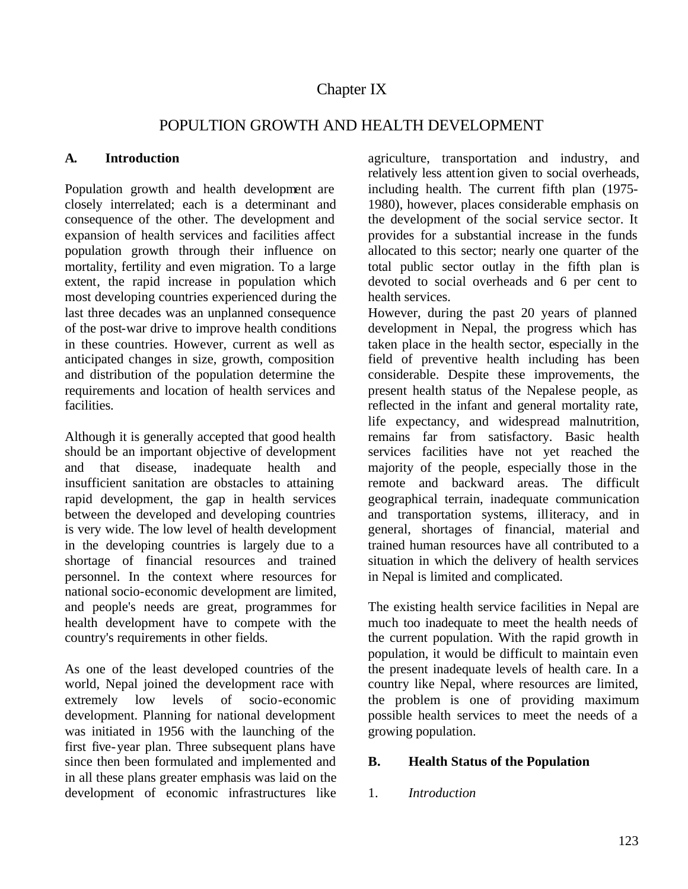# Chapter IX

## POPULTION GROWTH AND HEALTH DEVELOPMENT

### A. Introduction

Population growth and health development are closely interrelated; each is a determinant and consequence of the other. The development and expansion of health services and facilities affect population growth through their influence on mortality, fertility and even migration. To a large extent, the rapid increase in population which most developing countries experienced during the last three decades was an unplanned consequence of the post-war drive to improve health conditions in these countries. However, current as well as anticipated changes in size, growth, composition and distribution of the population determine the requirements and location of health services and facilities.

Although it is generally accepted that good health should be an important objective of development and that disease, inadequate health and insufficient sanitation are obstacles to attaining rapid development, the gap in health services between the developed and developing countries is very wide. The low level of health development in the developing countries is largely due to a shortage of financial resources and trained personnel. In the context where resources for national socio-economic development are limited, and people's needs are great, programmes for health development have to compete with the country's requirements in other fields.

As one of the least developed countries of the world, Nepal joined the development race with extremely low levels of socio-economic development. Planning for national development was initiated in 1956 with the launching of the first five-year plan. Three subsequent plans have since then been formulated and implemented and in all these plans greater emphasis was laid on the development of economic infrastructures like agriculture, transportation and industry, and relatively less attention given to social overheads, including health. The current fifth plan (1975-1980), however, places considerable emphasis on the development of the social service sector. It provides for a substantial increase in the funds allocated to this sector; nearly one quarter of the total public sector outlay in the fifth plan is devoted to social overheads and 6 per cent to health services.

However, during the past 20 years of planned development in Nepal, the progress which has taken place in the health sector, especially in the field of preventive health including has been considerable. Despite these improvements, the present health status of the Nepalese people, as reflected in the infant and general mortality rate, life expectancy, and widespread malnutrition, remains far from satisfactory. Basic health services facilities have not yet reached the majority of the people, especially those in the remote and backward areas. The difficult geographical terrain, inadequate communication and transportation systems, illiteracy, and in general, shortages of financial, material and trained human resources have all contributed to a situation in which the delivery of health services in Nepal is limited and complicated.

The existing health service facilities in Nepal are much too inadequate to meet the health needs of the current population. With the rapid growth in population, it would be difficult to maintain even the present inadequate levels of health care. In a country like Nepal, where resources are limited, the problem is one of providing maximum possible health services to meet the needs of a growing population.

### B. Health Status of the Population

#### 1. *Introduction*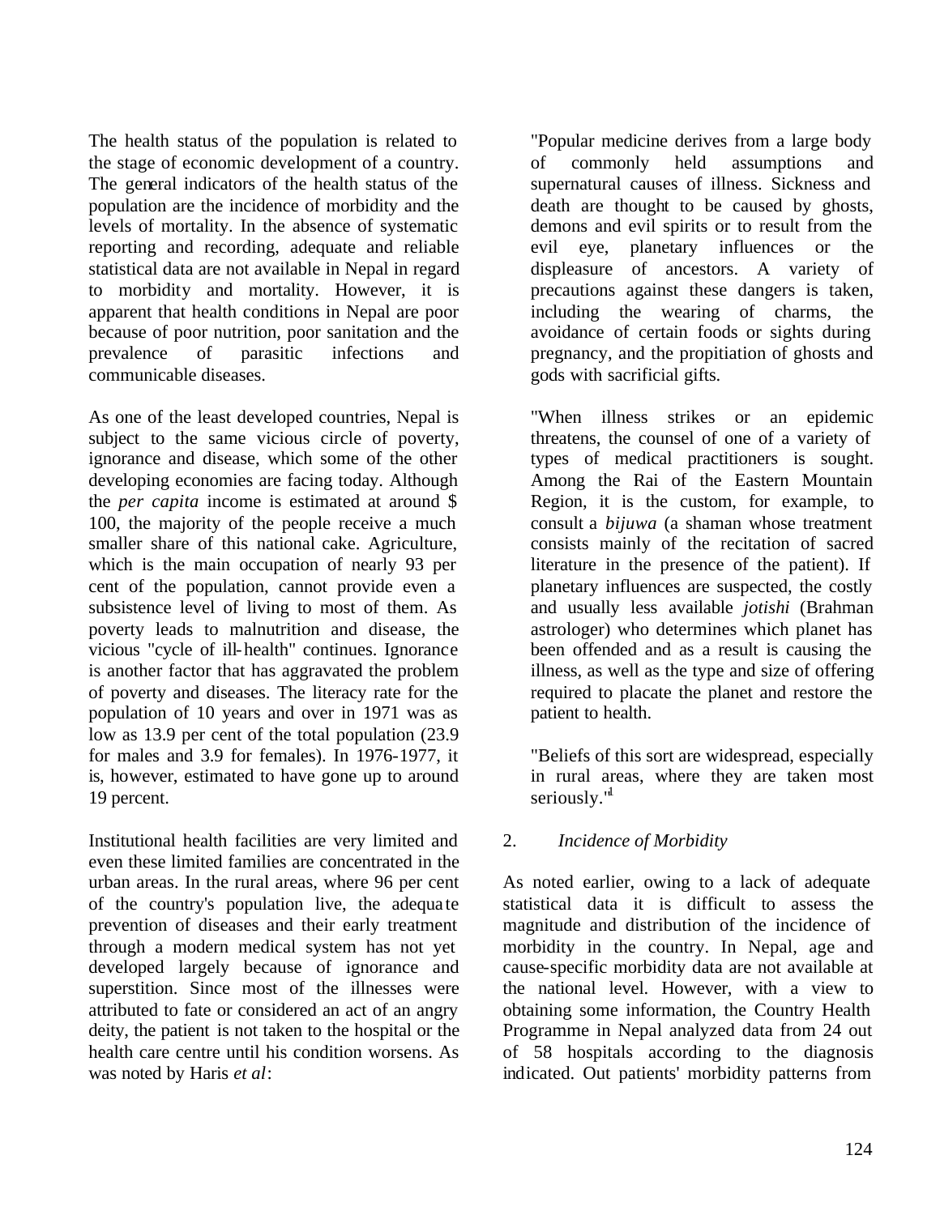The health status of the population is related to the stage of economic development of a country. The general indicators of the health status of the population are the incidence of morbidity and the levels of mortality. In the absence of systematic reporting and recording, adequate and reliable statistical data are not available in Nepal in regard to morbidity and mortality. However, it is apparent that health conditions in Nepal are poor because of poor nutrition, poor sanitation and the prevalence of parasitic infections and communicable diseases.

As one of the least developed countries, Nepal is subject to the same vicious circle of poverty, ignorance and disease, which some of the other developing economies are facing today. Although the *per capita* income is estimated at around $ 100, the majority of the people receive a much smaller share of this national cake. Agriculture, which is the main occupation of nearly 93 per cent of the population, cannot provide even a subsistence level of living to most of them. As poverty leads to malnutrition and disease, the vicious "cycle of ill-health" continues. Ignorance is another factor that has aggravated the problem of poverty and diseases. The literacy rate for the population of 10 years and over in 1971 was as low as 13.9 per cent of the total population (23.9 for males and 3.9 for females). In 1976-1977, it is, however, estimated to have gone up to around 19 percent.

Institutional health facilities are very limited and even these limited families are concentrated in the urban areas. In the rural areas, where 96 per cent of the country's population live, the adequate prevention of diseases and their early treatment through a modern medical system has not yet developed largely because of ignorance and superstition. Since most of the illnesses were attributed to fate or considered an act of an angry deity, the patient is not taken to the hospital or the health care centre until his condition worsens. As was noted by Haris *et al*:

> "Popular medicine derives from a large body of commonly held assumptions and supernatural causes of illness. Sickness and death are thought to be caused by ghosts, demons and evil spirits or to result from the evil eye, planetary influences or the displeasure of ancestors. A variety of precautions against these dangers is taken, including the wearing of charms, the avoidance of certain foods or sights during pregnancy, and the propitiation of ghosts and gods with sacrificial gifts.
>
> "When illness strikes or an epidemic threatens, the counsel of one of a variety of types of medical practitioners is sought. Among the Rai of the Eastern Mountain Region, it is the custom, for example, to consult a *bijuwa* (a shaman whose treatment consists mainly of the recitation of sacred literature in the presence of the patient). If planetary influences are suspected, the costly and usually less available *jotishi* (Brahman astrologer) who determines which planet has been offended and as a result is causing the illness, as well as the type and size of offering required to placate the planet and restore the patient to health.
>
> "Beliefs of this sort are widespread, especially in rural areas, where they are taken most seriously."[1]

## 2. *Incidence of Morbidity*

As noted earlier, owing to a lack of adequate statistical data it is difficult to assess the magnitude and distribution of the incidence of morbidity in the country. In Nepal, age and cause-specific morbidity data are not available at the national level. However, with a view to obtaining some information, the Country Health Programme in Nepal analyzed data from 24 out of 58 hospitals according to the diagnosis indicated. Out patients' morbidity patterns from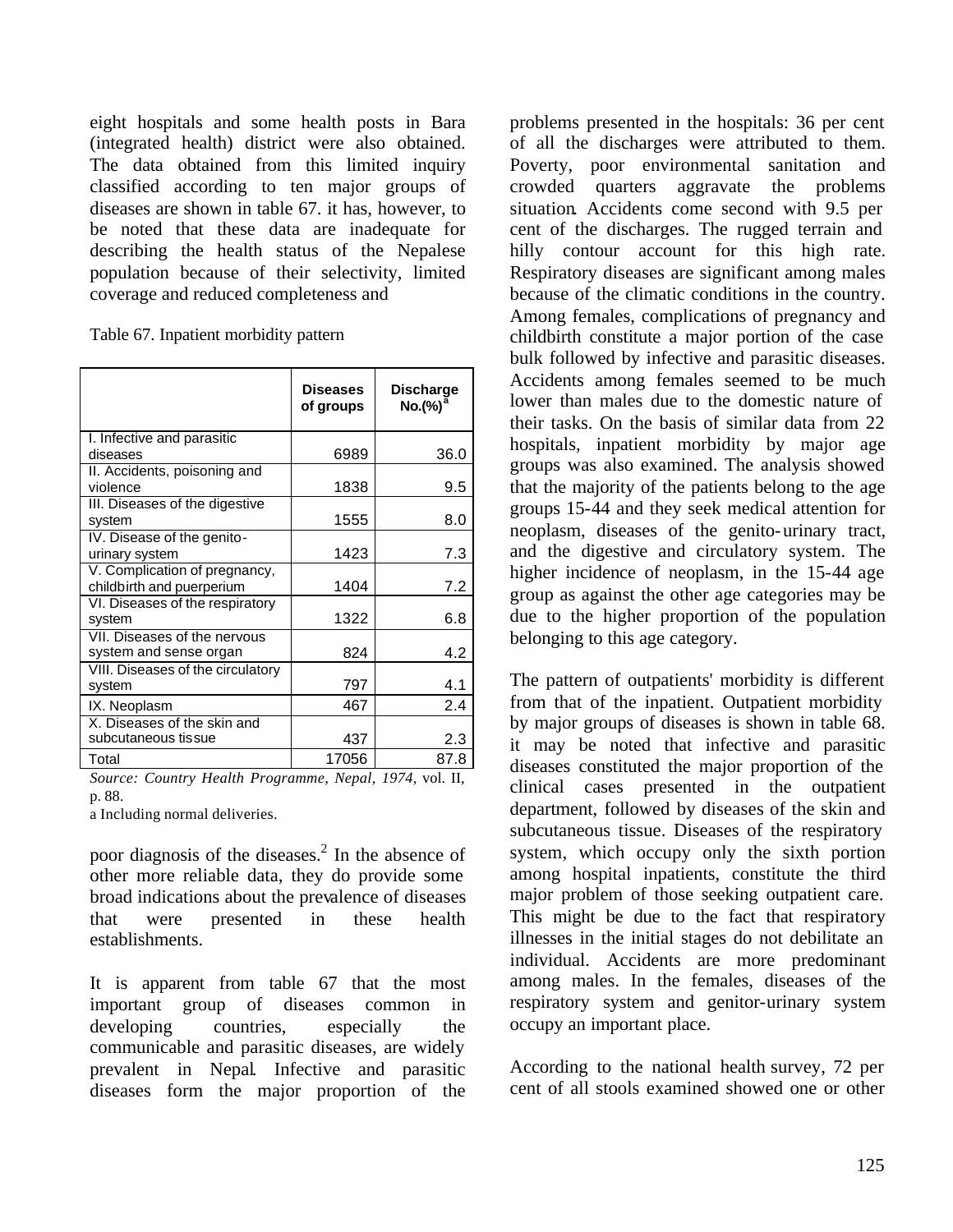eight hospitals and some health posts in Bara (integrated health) district were also obtained. The data obtained from this limited inquiry classified according to ten major groups of diseases are shown in table 67. it has, however, to be noted that these data are inadequate for describing the health status of the Nepalese population because of their selectivity, limited coverage and reduced completeness and

Table 67. Inpatient morbidity pattern

| | Diseases of groups | Discharge No.(%)[a] |
|---|---|---|
| I. Infective and parasitic diseases | 6989 | 36.0 |
| II. Accidents, poisoning and violence | 1838 | 9.5 |
| III. Diseases of the digestive system | 1555 | 8.0 |
| IV. Disease of the genito-urinary system | 1423 | 7.3 |
| V. Complication of pregnancy, childbirth and puerperium | 1404 | 7.2 |
| VI. Diseases of the respiratory system | 1322 | 6.8 |
| VII. Diseases of the nervous system and sense organ | 824 | 4.2 |
| VIII. Diseases of the circulatory system | 797 | 4.1 |
| IX. Neoplasm | 467 | 2.4 |
| X. Diseases of the skin and subcutaneous tissue | 437 | 2.3 |
| Total | 17056 | 87.8 |

*Source: Country Health Programme, Nepal, 1974*, vol. II, p. 88.

a Including normal deliveries.

poor diagnosis of the diseases.[2] In the absence of other more reliable data, they do provide some broad indications about the prevalence of diseases that were presented in these health establishments.

It is apparent from table 67 that the most important group of diseases common in developing countries, especially the communicable and parasitic diseases, are widely prevalent in Nepal. Infective and parasitic diseases form the major proportion of the problems presented in the hospitals: 36 per cent of all the discharges were attributed to them. Poverty, poor environmental sanitation and crowded quarters aggravate the problems situation. Accidents come second with 9.5 per cent of the discharges. The rugged terrain and hilly contour account for this high rate. Respiratory diseases are significant among males because of the climatic conditions in the country. Among females, complications of pregnancy and childbirth constitute a major portion of the case bulk followed by infective and parasitic diseases. Accidents among females seemed to be much lower than males due to the domestic nature of their tasks. On the basis of similar data from 22 hospitals, inpatient morbidity by major age groups was also examined. The analysis showed that the majority of the patients belong to the age groups 15-44 and they seek medical attention for neoplasm, diseases of the genito-urinary tract, and the digestive and circulatory system. The higher incidence of neoplasm, in the 15-44 age group as against the other age categories may be due to the higher proportion of the population belonging to this age category.

The pattern of outpatients' morbidity is different from that of the inpatient. Outpatient morbidity by major groups of diseases is shown in table 68. it may be noted that infective and parasitic diseases constituted the major proportion of the clinical cases presented in the outpatient department, followed by diseases of the skin and subcutaneous tissue. Diseases of the respiratory system, which occupy only the sixth portion among hospital inpatients, constitute the third major problem of those seeking outpatient care. This might be due to the fact that respiratory illnesses in the initial stages do not debilitate an individual. Accidents are more predominant among males. In the females, diseases of the respiratory system and genitor-urinary system occupy an important place.

According to the national health survey, 72 per cent of all stools examined showed one or other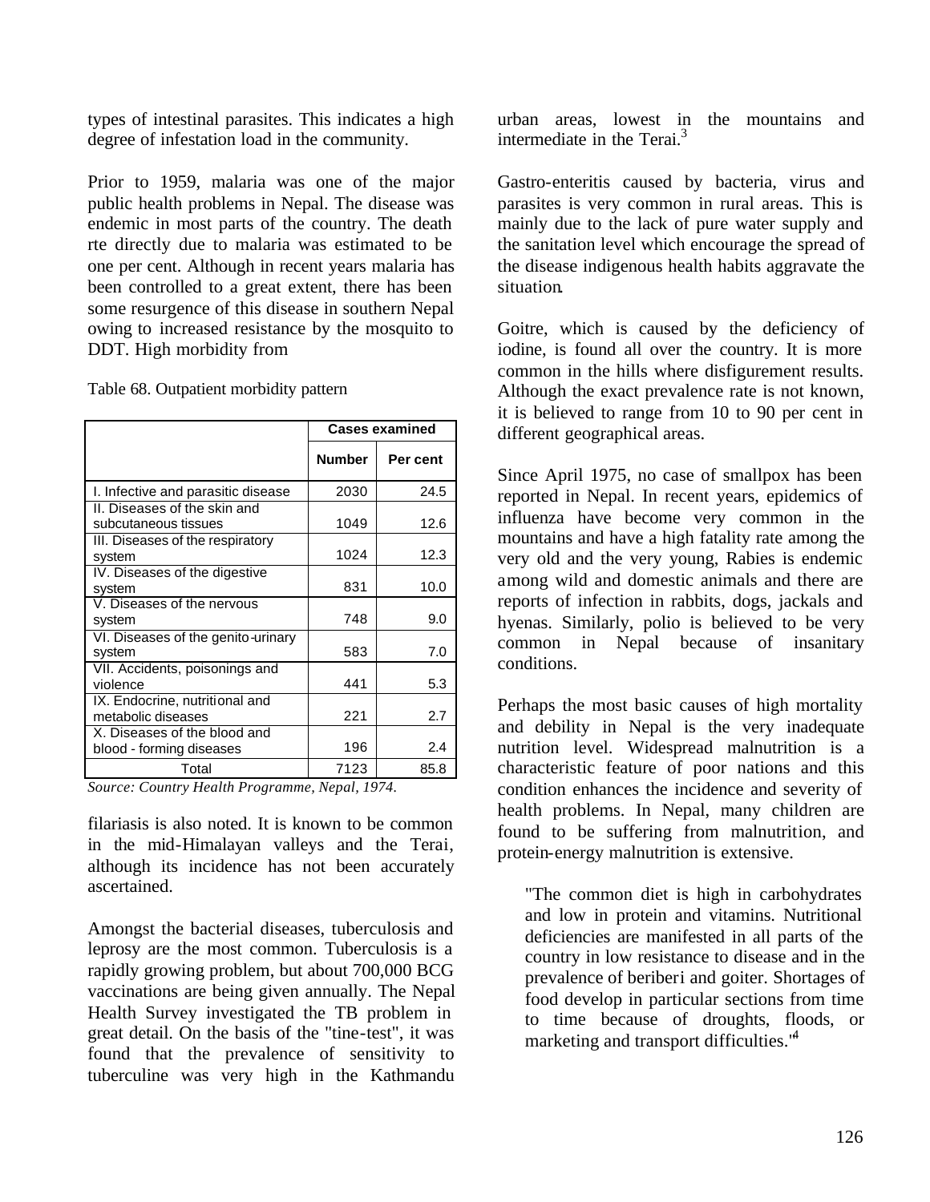types of intestinal parasites. This indicates a high degree of infestation load in the community.

Prior to 1959, malaria was one of the major public health problems in Nepal. The disease was endemic in most parts of the country. The death rte directly due to malaria was estimated to be one per cent. Although in recent years malaria has been controlled to a great extent, there has been some resurgence of this disease in southern Nepal owing to increased resistance by the mosquito to DDT. High morbidity from filariasis is also noted. It is known to be common in the mid-Himalayan valleys and the Terai, although its incidence has not been accurately ascertained.

Table 68. Outpatient morbidity pattern

| | Cases examined | |
|---|---|---|
| | Number | Per cent |
| I. Infective and parasitic disease | 2030 | 24.5 |
| II. Diseases of the skin and subcutaneous tissues | 1049 | 12.6 |
| III. Diseases of the respiratory system | 1024 | 12.3 |
| IV. Diseases of the digestive system | 831 | 10.0 |
| V. Diseases of the nervous system | 748 | 9.0 |
| VI. Diseases of the genito-urinary system | 583 | 7.0 |
| VII. Accidents, poisonings and violence | 441 | 5.3 |
| IX. Endocrine, nutritional and metabolic diseases | 221 | 2.7 |
| X. Diseases of the blood and blood - forming diseases | 196 | 2.4 |
| Total | 7123 | 85.8 |

*Source: Country Health Programme, Nepal, 1974.*

Amongst the bacterial diseases, tuberculosis and leprosy are the most common. Tuberculosis is a rapidly growing problem, but about 700,000 BCG vaccinations are being given annually. The Nepal Health Survey investigated the TB problem in great detail. On the basis of the "tine-test", it was found that the prevalence of sensitivity to tuberculine was very high in the Kathmandu urban areas, lowest in the mountains and intermediate in the Terai.[3]

Gastro-enteritis caused by bacteria, virus and parasites is very common in rural areas. This is mainly due to the lack of pure water supply and the sanitation level which encourage the spread of the disease indigenous health habits aggravate the situation.

Goitre, which is caused by the deficiency of iodine, is found all over the country. It is more common in the hills where disfigurement results. Although the exact prevalence rate is not known, it is believed to range from 10 to 90 per cent in different geographical areas.

Since April 1975, no case of smallpox has been reported in Nepal. In recent years, epidemics of influenza have become very common in the mountains and have a high fatality rate among the very old and the very young, Rabies is endemic among wild and domestic animals and there are reports of infection in rabbits, dogs, jackals and hyenas. Similarly, polio is believed to be very common in Nepal because of insanitary conditions.

Perhaps the most basic causes of high mortality and debility in Nepal is the very inadequate nutrition level. Widespread malnutrition is a characteristic feature of poor nations and this condition enhances the incidence and severity of health problems. In Nepal, many children are found to be suffering from malnutrition, and protein-energy malnutrition is extensive.

> "The common diet is high in carbohydrates and low in protein and vitamins. Nutritional deficiencies are manifested in all parts of the country in low resistance to disease and in the prevalence of beriberi and goiter. Shortages of food develop in particular sections from time to time because of droughts, floods, or marketing and transport difficulties."[4]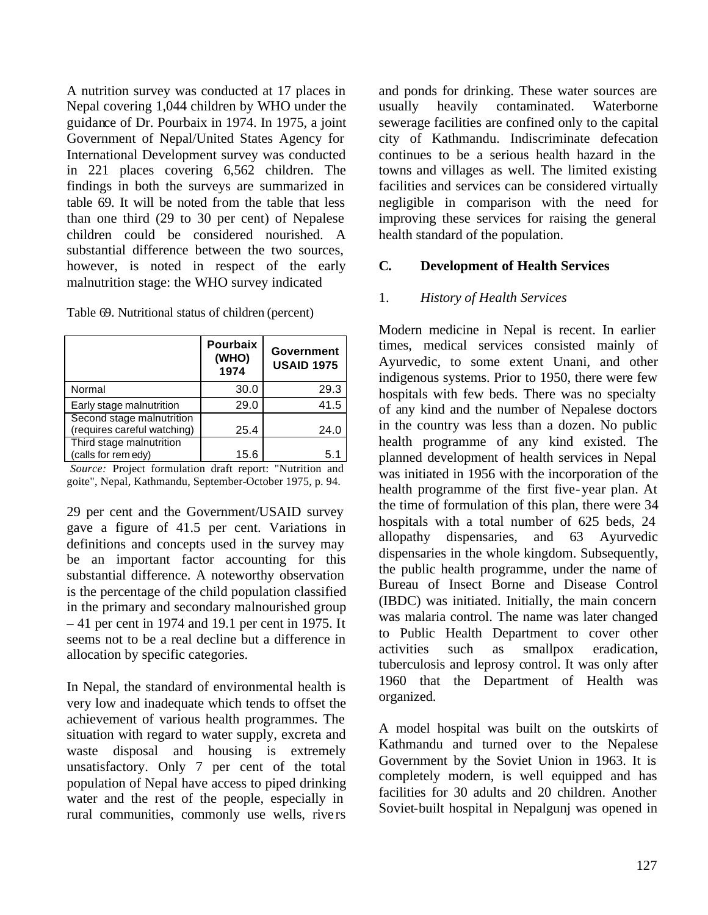A nutrition survey was conducted at 17 places in Nepal covering 1,044 children by WHO under the guidance of Dr. Pourbaix in 1974. In 1975, a joint Government of Nepal/United States Agency for International Development survey was conducted in 221 places covering 6,562 children. The findings in both the surveys are summarized in table 69. It will be noted from the table that less than one third (29 to 30 per cent) of Nepalese children could be considered nourished. A substantial difference between the two sources, however, is noted in respect of the early malnutrition stage: the WHO survey indicated 29 per cent and the Government/USAID survey gave a figure of 41.5 per cent. Variations in definitions and concepts used in the survey may be an important factor accounting for this substantial difference. A noteworthy observation is the percentage of the child population classified in the primary and secondary malnourished group – 41 per cent in 1974 and 19.1 per cent in 1975. It seems not to be a real decline but a difference in allocation by specific categories.

Table 69. Nutritional status of children (percent)

| | Pourbaix (WHO) 1974 | Government USAID 1975 |
|---|---|---|
| Normal | 30.0 | 29.3 |
| Early stage malnutrition | 29.0 | 41.5 |
| Second stage malnutrition (requires careful watching) | 25.4 | 24.0 |
| Third stage malnutrition (calls for remedy) | 15.6 | 5.1 |

*Source:* Project formulation draft report: "Nutrition and goite", Nepal, Kathmandu, September-October 1975, p. 94.

In Nepal, the standard of environmental health is very low and inadequate which tends to offset the achievement of various health programmes. The situation with regard to water supply, excreta and waste disposal and housing is extremely unsatisfactory. Only 7 per cent of the total population of Nepal have access to piped drinking water and the rest of the people, especially in rural communities, commonly use wells, rivers and ponds for drinking. These water sources are usually heavily contaminated. Waterborne sewerage facilities are confined only to the capital city of Kathmandu. Indiscriminate defecation continues to be a serious health hazard in the towns and villages as well. The limited existing facilities and services can be considered virtually negligible in comparison with the need for improving these services for raising the general health standard of the population.

## C. Development of Health Services

### 1. *History of Health Services*

Modern medicine in Nepal is recent. In earlier times, medical services consisted mainly of Ayurvedic, to some extent Unani, and other indigenous systems. Prior to 1950, there were few hospitals with few beds. There was no specialty of any kind and the number of Nepalese doctors in the country was less than a dozen. No public health programme of any kind existed. The planned development of health services in Nepal was initiated in 1956 with the incorporation of the health programme of the first five-year plan. At the time of formulation of this plan, there were 34 hospitals with a total number of 625 beds, 24 allopathy dispensaries, and 63 Ayurvedic dispensaries in the whole kingdom. Subsequently, the public health programme, under the name of Bureau of Insect Borne and Disease Control (IBDC) was initiated. Initially, the main concern was malaria control. The name was later changed to Public Health Department to cover other activities such as smallpox eradication, tuberculosis and leprosy control. It was only after 1960 that the Department of Health was organized.

A model hospital was built on the outskirts of Kathmandu and turned over to the Nepalese Government by the Soviet Union in 1963. It is completely modern, is well equipped and has facilities for 30 adults and 20 children. Another Soviet-built hospital in Nepalgunj was opened in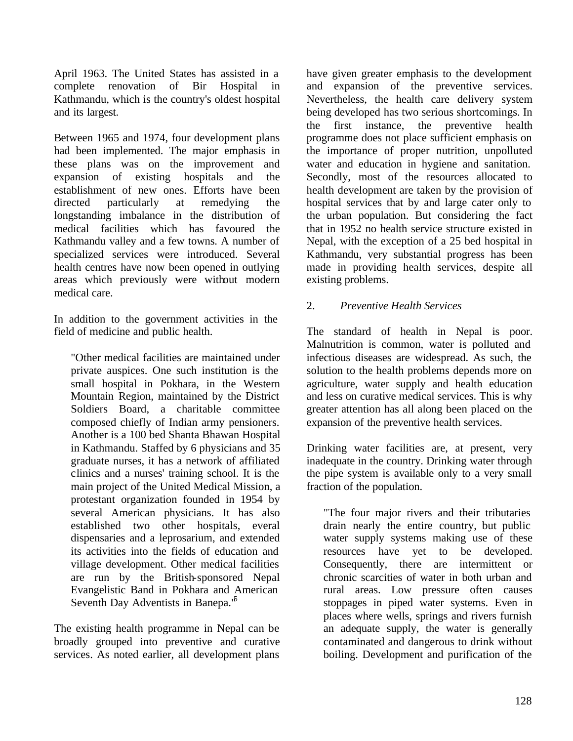April 1963. The United States has assisted in a complete renovation of Bir Hospital in Kathmandu, which is the country's oldest hospital and its largest.

Between 1965 and 1974, four development plans had been implemented. The major emphasis in these plans was on the improvement and expansion of existing hospitals and the establishment of new ones. Efforts have been directed particularly at remedying the longstanding imbalance in the distribution of medical facilities which has favoured the Kathmandu valley and a few towns. A number of specialized services were introduced. Several health centres have now been opened in outlying areas which previously were without modern medical care.

In addition to the government activities in the field of medicine and public health.

> "Other medical facilities are maintained under private auspices. One such institution is the small hospital in Pokhara, in the Western Mountain Region, maintained by the District Soldiers Board, a charitable committee composed chiefly of Indian army pensioners. Another is a 100 bed Shanta Bhawan Hospital in Kathmandu. Staffed by 6 physicians and 35 graduate nurses, it has a network of affiliated clinics and a nurses' training school. It is the main project of the United Medical Mission, a protestant organization founded in 1954 by several American physicians. It has also established two other hospitals, everal dispensaries and a leprosarium, and extended its activities into the fields of education and village development. Other medical facilities are run by the British-sponsored Nepal Evangelistic Band in Pokhara and American Seventh Day Adventists in Banepa."[5]

The existing health programme in Nepal can be broadly grouped into preventive and curative services. As noted earlier, all development plans have given greater emphasis to the development and expansion of the preventive services. Nevertheless, the health care delivery system being developed has two serious shortcomings. In the first instance, the preventive health programme does not place sufficient emphasis on the importance of proper nutrition, unpolluted water and education in hygiene and sanitation. Secondly, most of the resources allocated to health development are taken by the provision of hospital services that by and large cater only to the urban population. But considering the fact that in 1952 no health service structure existed in Nepal, with the exception of a 25 bed hospital in Kathmandu, very substantial progress has been made in providing health services, despite all existing problems.

## 2. *Preventive Health Services*

The standard of health in Nepal is poor. Malnutrition is common, water is polluted and infectious diseases are widespread. As such, the solution to the health problems depends more on agriculture, water supply and health education and less on curative medical services. This is why greater attention has all along been placed on the expansion of the preventive health services.

Drinking water facilities are, at present, very inadequate in the country. Drinking water through the pipe system is available only to a very small fraction of the population.

> "The four major rivers and their tributaries drain nearly the entire country, but public water supply systems making use of these resources have yet to be developed. Consequently, there are intermittent or chronic scarcities of water in both urban and rural areas. Low pressure often causes stoppages in piped water systems. Even in places where wells, springs and rivers furnish an adequate supply, the water is generally contaminated and dangerous to drink without boiling. Development and purification of the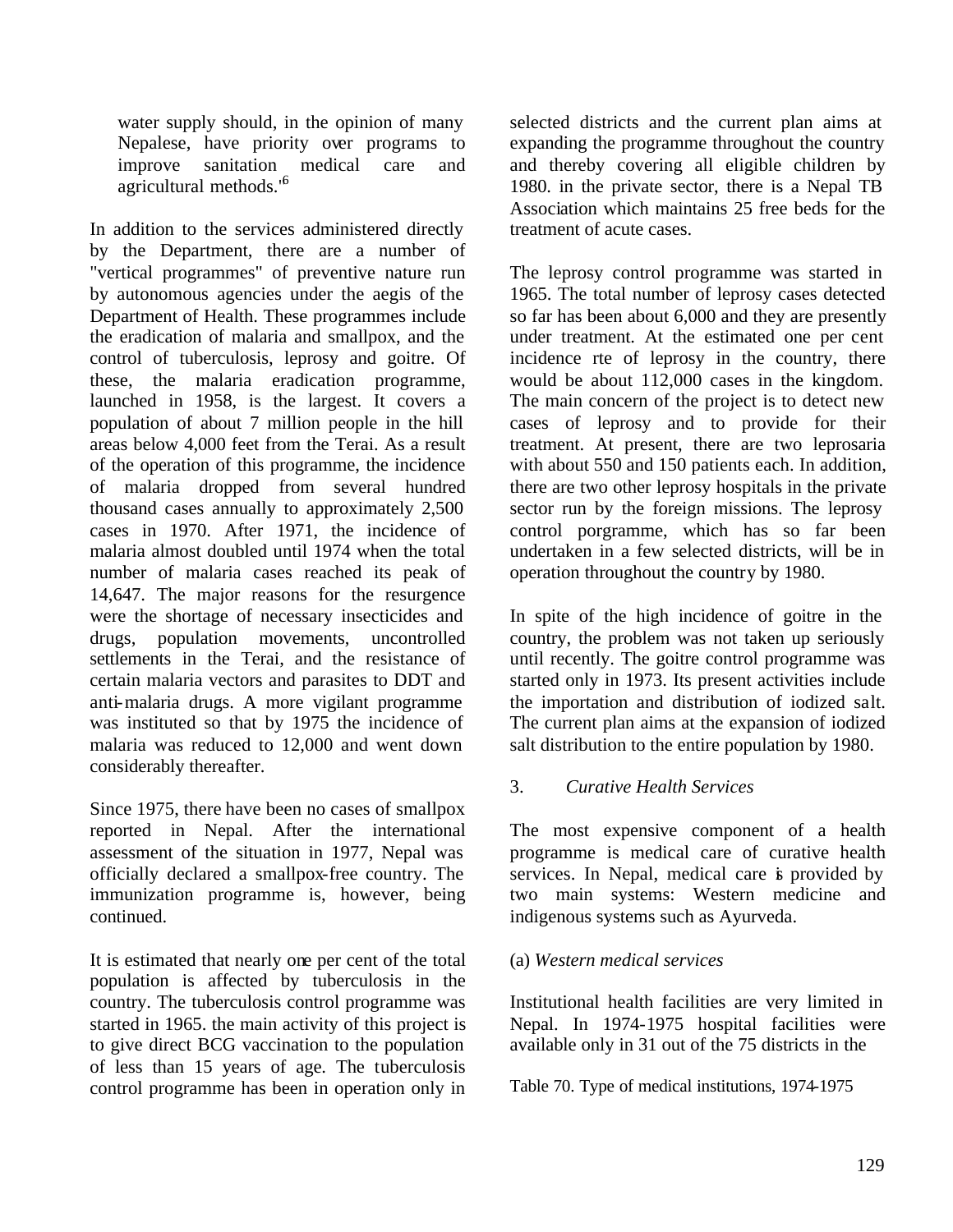water supply should, in the opinion of many Nepalese, have priority over programs to improve sanitation medical care and agricultural methods.'[6]

In addition to the services administered directly by the Department, there are a number of "vertical programmes" of preventive nature run by autonomous agencies under the aegis of the Department of Health. These programmes include the eradication of malaria and smallpox, and the control of tuberculosis, leprosy and goitre. Of these, the malaria eradication programme, launched in 1958, is the largest. It covers a population of about 7 million people in the hill areas below 4,000 feet from the Terai. As a result of the operation of this programme, the incidence of malaria dropped from several hundred thousand cases annually to approximately 2,500 cases in 1970. After 1971, the incidence of malaria almost doubled until 1974 when the total number of malaria cases reached its peak of 14,647. The major reasons for the resurgence were the shortage of necessary insecticides and drugs, population movements, uncontrolled settlements in the Terai, and the resistance of certain malaria vectors and parasites to DDT and anti-malaria drugs. A more vigilant programme was instituted so that by 1975 the incidence of malaria was reduced to 12,000 and went down considerably thereafter.

Since 1975, there have been no cases of smallpox reported in Nepal. After the international assessment of the situation in 1977, Nepal was officially declared a smallpox-free country. The immunization programme is, however, being continued.

It is estimated that nearly one per cent of the total population is affected by tuberculosis in the country. The tuberculosis control programme was started in 1965. the main activity of this project is to give direct BCG vaccination to the population of less than 15 years of age. The tuberculosis control programme has been in operation only in selected districts and the current plan aims at expanding the programme throughout the country and thereby covering all eligible children by 1980. in the private sector, there is a Nepal TB Association which maintains 25 free beds for the treatment of acute cases.

The leprosy control programme was started in 1965. The total number of leprosy cases detected so far has been about 6,000 and they are presently under treatment. At the estimated one per cent incidence rte of leprosy in the country, there would be about 112,000 cases in the kingdom. The main concern of the project is to detect new cases of leprosy and to provide for their treatment. At present, there are two leprosaria with about 550 and 150 patients each. In addition, there are two other leprosy hospitals in the private sector run by the foreign missions. The leprosy control porgramme, which has so far been undertaken in a few selected districts, will be in operation throughout the country by 1980.

In spite of the high incidence of goitre in the country, the problem was not taken up seriously until recently. The goitre control programme was started only in 1973. Its present activities include the importation and distribution of iodized salt. The current plan aims at the expansion of iodized salt distribution to the entire population by 1980.

### 3. *Curative Health Services*

The most expensive component of a health programme is medical care of curative health services. In Nepal, medical care is provided by two main systems: Western medicine and indigenous systems such as Ayurveda.

#### (a) *Western medical services*

Institutional health facilities are very limited in Nepal. In 1974-1975 hospital facilities were available only in 31 out of the 75 districts in the

Table 70. Type of medical institutions, 1974-1975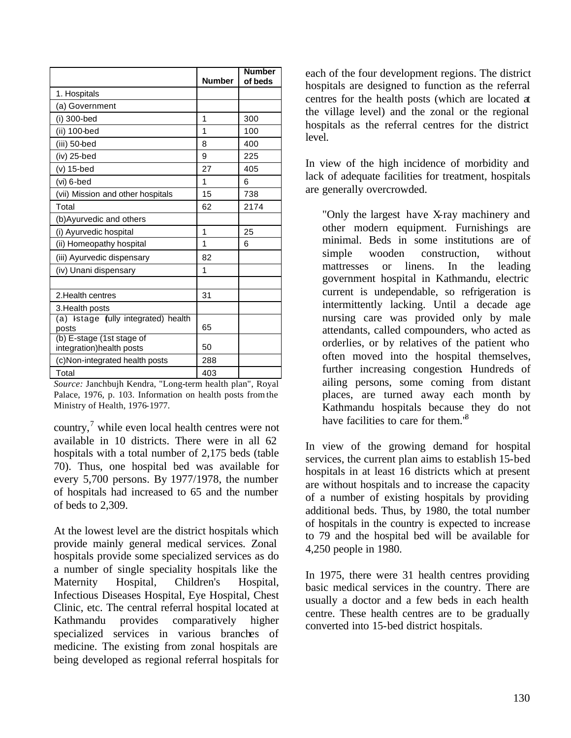| | Number | Number of beds |
|---|---|---|
| 1. Hospitals | | |
| (a) Government | | |
| (i) 300-bed | 1 | 300 |
| (ii) 100-bed | 1 | 100 |
| (iii) 50-bed | 8 | 400 |
| (iv) 25-bed | 9 | 225 |
| (v) 15-bed | 27 | 405 |
| (vi) 6-bed | 1 | 6 |
| (vii) Mission and other hospitals | 15 | 738 |
| Total | 62 | 2174 |
| (b)Ayurvedic and others | | |
| (i) Ayurvedic hospital | 1 | 25 |
| (ii) Homeopathy hospital | 1 | 6 |
| (iii) Ayurvedic dispensary | 82 | |
| (iv) Unani dispensary | 1 | |
| | | |
| 2.Health centres | 31 | |
| 3.Health posts | | |
| (a) I-stage (fully integrated) health posts | 65 | |
| (b) E-stage (1st stage of integration)health posts | 50 | |
| (c)Non-integrated health posts | 288 | |
| Total | 403 | |

*Source:* Janchbujh Kendra, "Long-term health plan", Royal Palace, 1976, p. 103. Information on health posts from the Ministry of Health, 1976-1977.

country,[7] while even local health centres were not available in 10 districts. There were in all 62 hospitals with a total number of 2,175 beds (table 70). Thus, one hospital bed was available for every 5,700 persons. By 1977/1978, the number of hospitals had increased to 65 and the number of beds to 2,309.

At the lowest level are the district hospitals which provide mainly general medical services. Zonal hospitals provide some specialized services as do a number of single speciality hospitals like the Maternity Hospital, Children's Hospital, Infectious Diseases Hospital, Eye Hospital, Chest Clinic, etc. The central referral hospital located at Kathmandu provides comparatively higher specialized services in various branches of medicine. The existing from zonal hospitals are being developed as regional referral hospitals for each of the four development regions. The district hospitals are designed to function as the referral centres for the health posts (which are located at the village level) and the zonal or the regional hospitals as the referral centres for the district level.

In view of the high incidence of morbidity and lack of adequate facilities for treatment, hospitals are generally overcrowded.

> "Only the largest have X-ray machinery and other modern equipment. Furnishings are minimal. Beds in some institutions are of simple wooden construction, without mattresses or linens. In the leading government hospital in Kathmandu, electric current is undependable, so refrigeration is intermittently lacking. Until a decade age nursing care was provided only by male attendants, called compounders, who acted as orderlies, or by relatives of the patient who often moved into the hospital themselves, further increasing congestion. Hundreds of ailing persons, some coming from distant places, are turned away each month by Kathmandu hospitals because they do not have facilities to care for them."[8]

In view of the growing demand for hospital services, the current plan aims to establish 15-bed hospitals in at least 16 districts which at present are without hospitals and to increase the capacity of a number of existing hospitals by providing additional beds. Thus, by 1980, the total number of hospitals in the country is expected to increase to 79 and the hospital bed will be available for 4,250 people in 1980.

In 1975, there were 31 health centres providing basic medical services in the country. There are usually a doctor and a few beds in each health centre. These health centres are to be gradually converted into 15-bed district hospitals.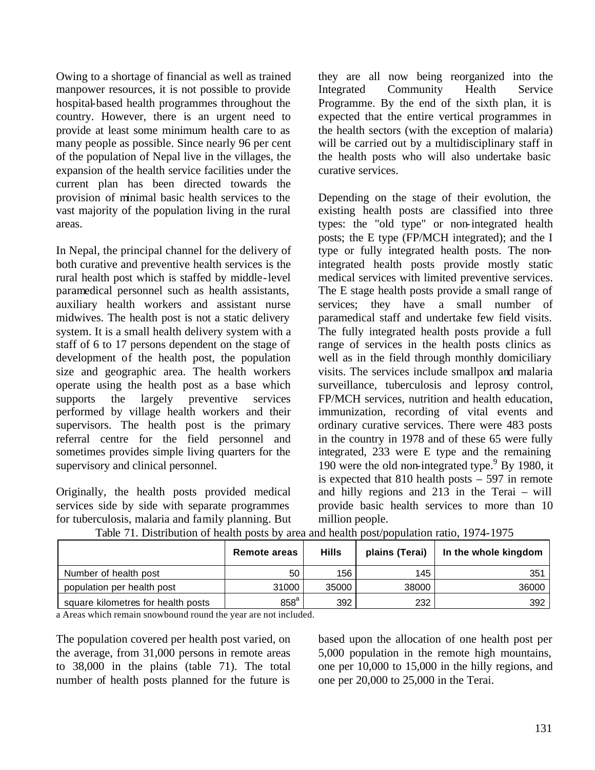Owing to a shortage of financial as well as trained manpower resources, it is not possible to provide hospital-based health programmes throughout the country. However, there is an urgent need to provide at least some minimum health care to as many people as possible. Since nearly 96 per cent of the population of Nepal live in the villages, the expansion of the health service facilities under the current plan has been directed towards the provision of minimal basic health services to the vast majority of the population living in the rural areas.

In Nepal, the principal channel for the delivery of both curative and preventive health services is the rural health post which is staffed by middle-level paramedical personnel such as health assistants, auxiliary health workers and assistant nurse midwives. The health post is not a static delivery system. It is a small health delivery system with a staff of 6 to 17 persons dependent on the stage of development of the health post, the population size and geographic area. The health workers operate using the health post as a base which supports the largely preventive services performed by village health workers and their supervisors. The health post is the primary referral centre for the field personnel and sometimes provides simple living quarters for the supervisory and clinical personnel.

Originally, the health posts provided medical services side by side with separate programmes for tuberculosis, malaria and family planning. But they are all now being reorganized into the Integrated Community Health Service Programme. By the end of the sixth plan, it is expected that the entire vertical programmes in the health sectors (with the exception of malaria) will be carried out by a multidisciplinary staff in the health posts who will also undertake basic curative services.

Depending on the stage of their evolution, the existing health posts are classified into three types: the "old type" or non-integrated health posts; the E type (FP/MCH integrated); and the I type or fully integrated health posts. The non-integrated health posts provide mostly static medical services with limited preventive services. The E stage health posts provide a small range of services; they have a small number of paramedical staff and undertake few field visits. The fully integrated health posts provide a full range of services in the health posts clinics as well as in the field through monthly domiciliary visits. The services include smallpox and malaria surveillance, tuberculosis and leprosy control, FP/MCH services, nutrition and health education, immunization, recording of vital events and ordinary curative services. There were 483 posts in the country in 1978 and of these 65 were fully integrated, 233 were E type and the remaining 190 were the old non-integrated type.[9] By 1980, it is expected that 810 health posts – 597 in remote and hilly regions and 213 in the Terai – will provide basic health services to more than 10 million people.

Table 71. Distribution of health posts by area and health post/population ratio, 1974-1975

| | Remote areas | Hills | plains (Terai) | In the whole kingdom |
|---|---|---|---|---|
| Number of health post | 50 | 156 | 145 | 351 |
| population per health post | 31000 | 35000 | 38000 | 36000 |
| square kilometres for health posts | 858[a] | 392 | 232 | 392 |

a Areas which remain snowbound round the year are not included.

The population covered per health post varied, on the average, from 31,000 persons in remote areas to 38,000 in the plains (table 71). The total number of health posts planned for the future is based upon the allocation of one health post per 5,000 population in the remote high mountains, one per 10,000 to 15,000 in the hilly regions, and one per 20,000 to 25,000 in the Terai.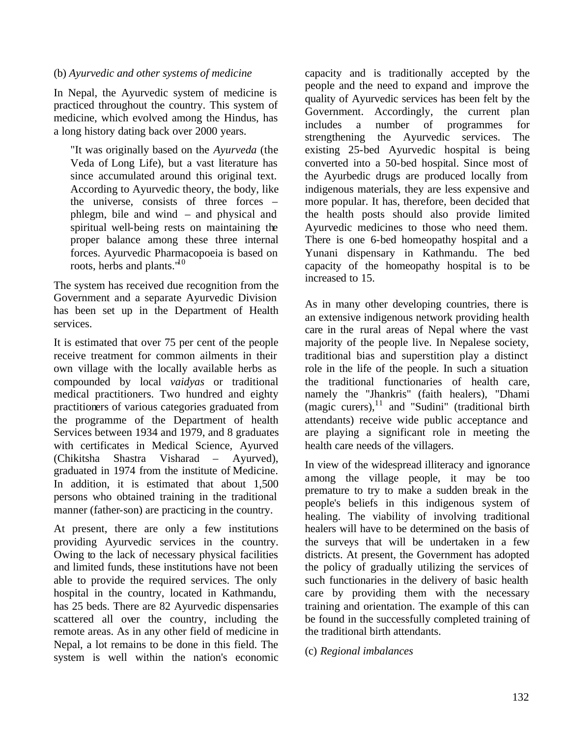(b) *Ayurvedic and other systems of medicine*

In Nepal, the Ayurvedic system of medicine is practiced throughout the country. This system of medicine, which evolved among the Hindus, has a long history dating back over 2000 years.

> "It was originally based on the *Ayurveda* (the Veda of Long Life), but a vast literature has since accumulated around this original text. According to Ayurvedic theory, the body, like the universe, consists of three forces – phlegm, bile and wind – and physical and spiritual well-being rests on maintaining the proper balance among these three internal forces. Ayurvedic Pharmacopoeia is based on roots, herbs and plants."[10]

The system has received due recognition from the Government and a separate Ayurvedic Division has been set up in the Department of Health services.

It is estimated that over 75 per cent of the people receive treatment for common ailments in their own village with the locally available herbs as compounded by local *vaidyas* or traditional medical practitioners. Two hundred and eighty practitioners of various categories graduated from the programme of the Department of health Services between 1934 and 1979, and 8 graduates with certificates in Medical Science, Ayurved (Chikitsha Shastra Visharad – Ayurved), graduated in 1974 from the institute of Medicine. In addition, it is estimated that about 1,500 persons who obtained training in the traditional manner (father-son) are practicing in the country.

At present, there are only a few institutions providing Ayurvedic services in the country. Owing to the lack of necessary physical facilities and limited funds, these institutions have not been able to provide the required services. The only hospital in the country, located in Kathmandu, has 25 beds. There are 82 Ayurvedic dispensaries scattered all over the country, including the remote areas. As in any other field of medicine in Nepal, a lot remains to be done in this field. The system is well within the nation's economic capacity and is traditionally accepted by the people and the need to expand and improve the quality of Ayurvedic services has been felt by the Government. Accordingly, the current plan includes a number of programmes for strengthening the Ayurvedic services. The existing 25-bed Ayurvedic hospital is being converted into a 50-bed hospital. Since most of the Ayurbedic drugs are produced locally from indigenous materials, they are less expensive and more popular. It has, therefore, been decided that the health posts should also provide limited Ayurvedic medicines to those who need them. There is one 6-bed homeopathy hospital and a Yunani dispensary in Kathmandu. The bed capacity of the homeopathy hospital is to be increased to 15.

As in many other developing countries, there is an extensive indigenous network providing health care in the rural areas of Nepal where the vast majority of the people live. In Nepalese society, traditional bias and superstition play a distinct role in the life of the people. In such a situation the traditional functionaries of health care, namely the "Jhankris" (faith healers), "Dhami (magic curers),[11] and "Sudini" (traditional birth attendants) receive wide public acceptance and are playing a significant role in meeting the health care needs of the villagers.

In view of the widespread illiteracy and ignorance among the village people, it may be too premature to try to make a sudden break in the people's beliefs in this indigenous system of healing. The viability of involving traditional healers will have to be determined on the basis of the surveys that will be undertaken in a few districts. At present, the Government has adopted the policy of gradually utilizing the services of such functionaries in the delivery of basic health care by providing them with the necessary training and orientation. The example of this can be found in the successfully completed training of the traditional birth attendants.

(c) *Regional imbalances*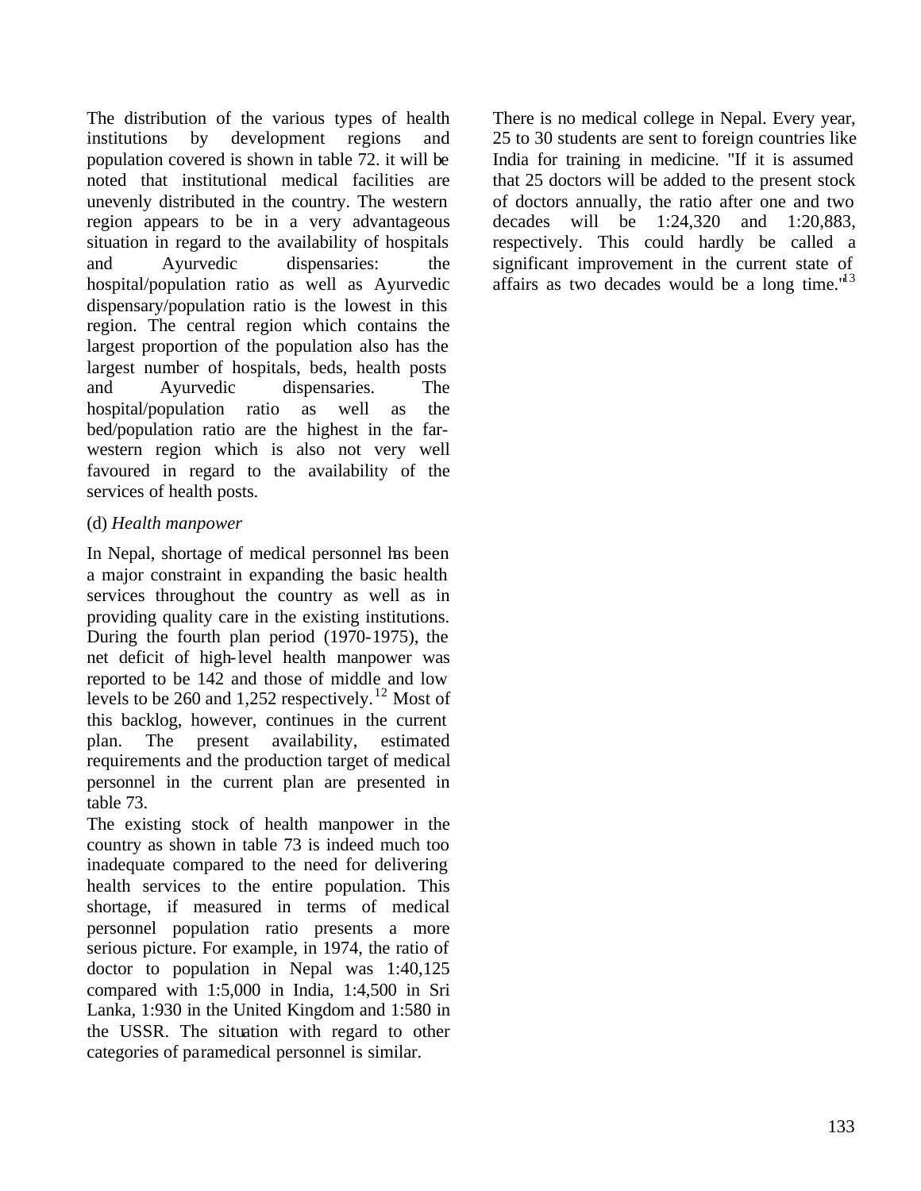The distribution of the various types of health institutions by development regions and population covered is shown in table 72. it will be noted that institutional medical facilities are unevenly distributed in the country. The western region appears to be in a very advantageous situation in regard to the availability of hospitals and Ayurvedic dispensaries: the hospital/population ratio as well as Ayurvedic dispensary/population ratio is the lowest in this region. The central region which contains the largest proportion of the population also has the largest number of hospitals, beds, health posts and Ayurvedic dispensaries. The hospital/population ratio as well as the bed/population ratio are the highest in the far-western region which is also not very well favoured in regard to the availability of the services of health posts.

(d) *Health manpower*

In Nepal, shortage of medical personnel has been a major constraint in expanding the basic health services throughout the country as well as in providing quality care in the existing institutions. During the fourth plan period (1970-1975), the net deficit of high-level health manpower was reported to be 142 and those of middle and low levels to be 260 and 1,252 respectively.[12] Most of this backlog, however, continues in the current plan. The present availability, estimated requirements and the production target of medical personnel in the current plan are presented in table 73.

The existing stock of health manpower in the country as shown in table 73 is indeed much too inadequate compared to the need for delivering health services to the entire population. This shortage, if measured in terms of medical personnel population ratio presents a more serious picture. For example, in 1974, the ratio of doctor to population in Nepal was 1:40,125 compared with 1:5,000 in India, 1:4,500 in Sri Lanka, 1:930 in the United Kingdom and 1:580 in the USSR. The situation with regard to other categories of paramedical personnel is similar.

There is no medical college in Nepal. Every year, 25 to 30 students are sent to foreign countries like India for training in medicine. "If it is assumed that 25 doctors will be added to the present stock of doctors annually, the ratio after one and two decades will be 1:24,320 and 1:20,883, respectively. This could hardly be called a significant improvement in the current state of affairs as two decades would be a long time."[13]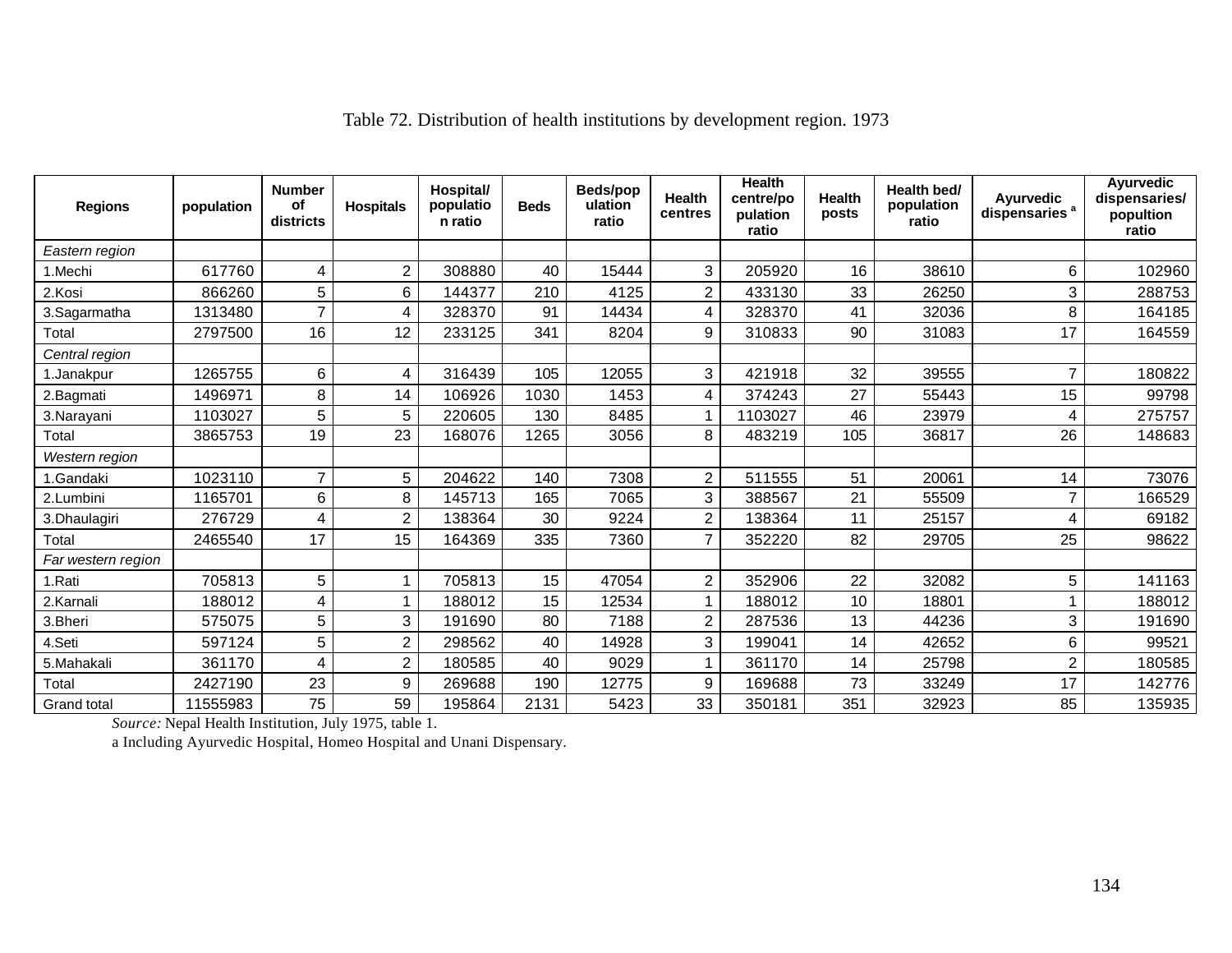Table 72. Distribution of health institutions by development region. 1973

| Regions | population | Number of districts | Hospitals | Hospital/ population ratio | Beds | Beds/population ratio | Health centres | Health centre/population ratio | Health posts | Health bed/ population ratio | Ayurvedic dispensaries [a] | Ayurvedic dispensaries/ popultion ratio |
|---|---|---|---|---|---|---|---|---|---|---|---|---|
| *Eastern region* | | | | | | | | | | | | |
| 1.Mechi | 617760 | 4 | 2 | 308880 | 40 | 15444 | 3 | 205920 | 16 | 38610 | 6 | 102960 |
| 2.Kosi | 866260 | 5 | 6 | 144377 | 210 | 4125 | 2 | 433130 | 33 | 26250 | 3 | 288753 |
| 3.Sagarmatha | 1313480 | 7 | 4 | 328370 | 91 | 14434 | 4 | 328370 | 41 | 32036 | 8 | 164185 |
| Total | 2797500 | 16 | 12 | 233125 | 341 | 8204 | 9 | 310833 | 90 | 31083 | 17 | 164559 |
| *Central region* | | | | | | | | | | | | |
| 1.Janakpur | 1265755 | 6 | 4 | 316439 | 105 | 12055 | 3 | 421918 | 32 | 39555 | 7 | 180822 |
| 2.Bagmati | 1496971 | 8 | 14 | 106926 | 1030 | 1453 | 4 | 374243 | 27 | 55443 | 15 | 99798 |
| 3.Narayani | 1103027 | 5 | 5 | 220605 | 130 | 8485 | 1 | 1103027 | 46 | 23979 | 4 | 275757 |
| Total | 3865753 | 19 | 23 | 168076 | 1265 | 3056 | 8 | 483219 | 105 | 36817 | 26 | 148683 |
| *Western region* | | | | | | | | | | | | |
| 1.Gandaki | 1023110 | 7 | 5 | 204622 | 140 | 7308 | 2 | 511555 | 51 | 20061 | 14 | 73076 |
| 2.Lumbini | 1165701 | 6 | 8 | 145713 | 165 | 7065 | 3 | 388567 | 21 | 55509 | 7 | 166529 |
| 3.Dhaulagiri | 276729 | 4 | 2 | 138364 | 30 | 9224 | 2 | 138364 | 11 | 25157 | 4 | 69182 |
| Total | 2465540 | 17 | 15 | 164369 | 335 | 7360 | 7 | 352220 | 82 | 29705 | 25 | 98622 |
| *Far western region* | | | | | | | | | | | | |
| 1.Rati | 705813 | 5 | 1 | 705813 | 15 | 47054 | 2 | 352906 | 22 | 32082 | 5 | 141163 |
| 2.Karnali | 188012 | 4 | 1 | 188012 | 15 | 12534 | 1 | 188012 | 10 | 18801 | 1 | 188012 |
| 3.Bheri | 575075 | 5 | 3 | 191690 | 80 | 7188 | 2 | 287536 | 13 | 44236 | 3 | 191690 |
| 4.Seti | 597124 | 5 | 2 | 298562 | 40 | 14928 | 3 | 199041 | 14 | 42652 | 6 | 99521 |
| 5.Mahakali | 361170 | 4 | 2 | 180585 | 40 | 9029 | 1 | 361170 | 14 | 25798 | 2 | 180585 |
| Total | 2427190 | 23 | 9 | 269688 | 190 | 12775 | 9 | 169688 | 73 | 33249 | 17 | 142776 |
| Grand total | 11555983 | 75 | 59 | 195864 | 2131 | 5423 | 33 | 350181 | 351 | 32923 | 85 | 135935 |

*Source:* Nepal Health Institution, July 1975, table 1.

a Including Ayurvedic Hospital, Homeo Hospital and Unani Dispensary.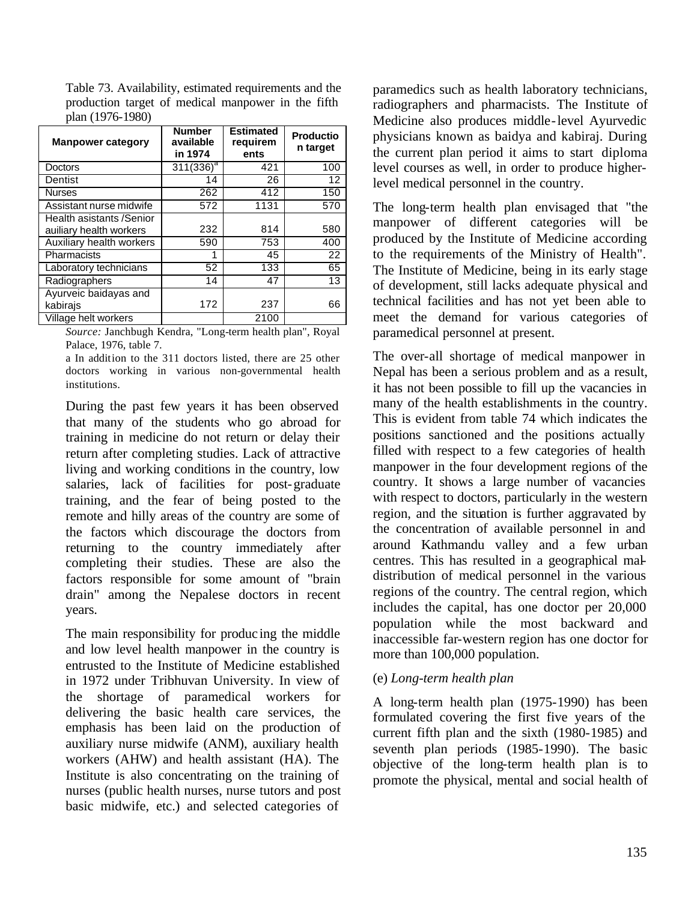Table 73. Availability, estimated requirements and the production target of medical manpower in the fifth plan (1976-1980)

| Manpower category | Number available in 1974 | Estimated requirements | Production target |
|---|---|---|---|
| Doctors | 311(336)[a] | 421 | 100 |
| Dentist | 14 | 26 | 12 |
| Nurses | 262 | 412 | 150 |
| Assistant nurse midwife | 572 | 1131 | 570 |
| Health asistants /Senior auiliary health workers | 232 | 814 | 580 |
| Auxiliary health workers | 590 | 753 | 400 |
| Pharmacists | 1 | 45 | 22 |
| Laboratory technicians | 52 | 133 | 65 |
| Radiographers | 14 | 47 | 13 |
| Ayurveic baidayas and kabirajs | 172 | 237 | 66 |
| Village helt workers | | 2100 | |

*Source:* Janchbugh Kendra, "Long-term health plan", Royal Palace, 1976, table 7.

a In addition to the 311 doctors listed, there are 25 other doctors working in various non-governmental health institutions.

During the past few years it has been observed that many of the students who go abroad for training in medicine do not return or delay their return after completing studies. Lack of attractive living and working conditions in the country, low salaries, lack of facilities for post-graduate training, and the fear of being posted to the remote and hilly areas of the country are some of the factors which discourage the doctors from returning to the country immediately after completing their studies. These are also the factors responsible for some amount of "brain drain" among the Nepalese doctors in recent years.

The main responsibility for producing the middle and low level health manpower in the country is entrusted to the Institute of Medicine established in 1972 under Tribhuvan University. In view of the shortage of paramedical workers for delivering the basic health care services, the emphasis has been laid on the production of auxiliary nurse midwife (ANM), auxiliary health workers (AHW) and health assistant (HA). The Institute is also concentrating on the training of nurses (public health nurses, nurse tutors and post basic midwife, etc.) and selected categories of paramedics such as health laboratory technicians, radiographers and pharmacists. The Institute of Medicine also produces middle-level Ayurvedic physicians known as baidya and kabiraj. During the current plan period it aims to start diploma level courses as well, in order to produce higher-level medical personnel in the country.

The long-term health plan envisaged that "the manpower of different categories will be produced by the Institute of Medicine according to the requirements of the Ministry of Health". The Institute of Medicine, being in its early stage of development, still lacks adequate physical and technical facilities and has not yet been able to meet the demand for various categories of paramedical personnel at present.

The over-all shortage of medical manpower in Nepal has been a serious problem and as a result, it has not been possible to fill up the vacancies in many of the health establishments in the country. This is evident from table 74 which indicates the positions sanctioned and the positions actually filled with respect to a few categories of health manpower in the four development regions of the country. It shows a large number of vacancies with respect to doctors, particularly in the western region, and the situation is further aggravated by the concentration of available personnel in and around Kathmandu valley and a few urban centres. This has resulted in a geographical mal-distribution of medical personnel in the various regions of the country. The central region, which includes the capital, has one doctor per 20,000 population while the most backward and inaccessible far-western region has one doctor for more than 100,000 population.

(e) *Long-term health plan*

A long-term health plan (1975-1990) has been formulated covering the first five years of the current fifth plan and the sixth (1980-1985) and seventh plan periods (1985-1990). The basic objective of the long-term health plan is to promote the physical, mental and social health of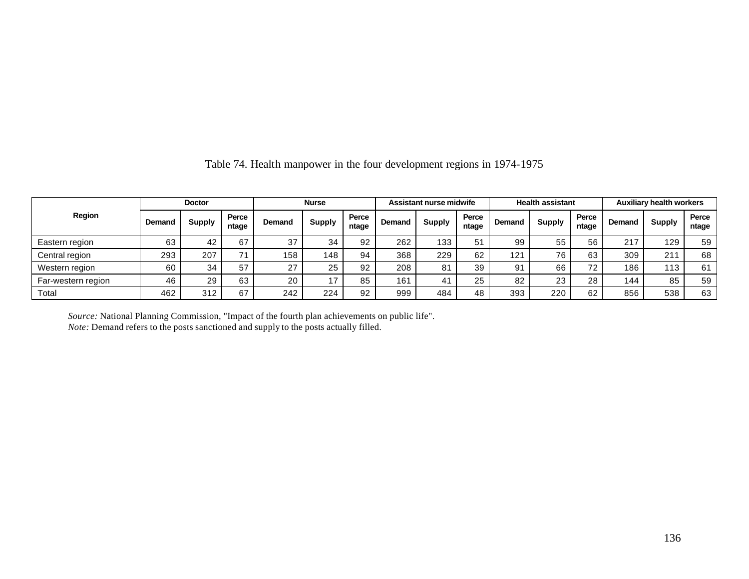Table 74. Health manpower in the four development regions in 1974-1975

| Region | Doctor | | | Nurse | | | Assistant nurse midwife | | | Health assistant | | | Auxiliary health workers | | |
|---|---|---|---|---|---|---|---|---|---|---|---|---|---|---|---|
| | Demand | Supply | Percentage | Demand | Supply | Percentage | Demand | Supply | Percentage | Demand | Supply | Percentage | Demand | Supply | Percentage |
| Eastern region | 63 | 42 | 67 | 37 | 34 | 92 | 262 | 133 | 51 | 99 | 55 | 56 | 217 | 129 | 59 |
| Central region | 293 | 207 | 71 | 158 | 148 | 94 | 368 | 229 | 62 | 121 | 76 | 63 | 309 | 211 | 68 |
| Western region | 60 | 34 | 57 | 27 | 25 | 92 | 208 | 81 | 39 | 91 | 66 | 72 | 186 | 113 | 61 |
| Far-western region | 46 | 29 | 63 | 20 | 17 | 85 | 161 | 41 | 25 | 82 | 23 | 28 | 144 | 85 | 59 |
| Total | 462 | 312 | 67 | 242 | 224 | 92 | 999 | 484 | 48 | 393 | 220 | 62 | 856 | 538 | 63 |

*Source:* National Planning Commission, "Impact of the fourth plan achievements on public life".
*Note:* Demand refers to the posts sanctioned and supply to the posts actually filled.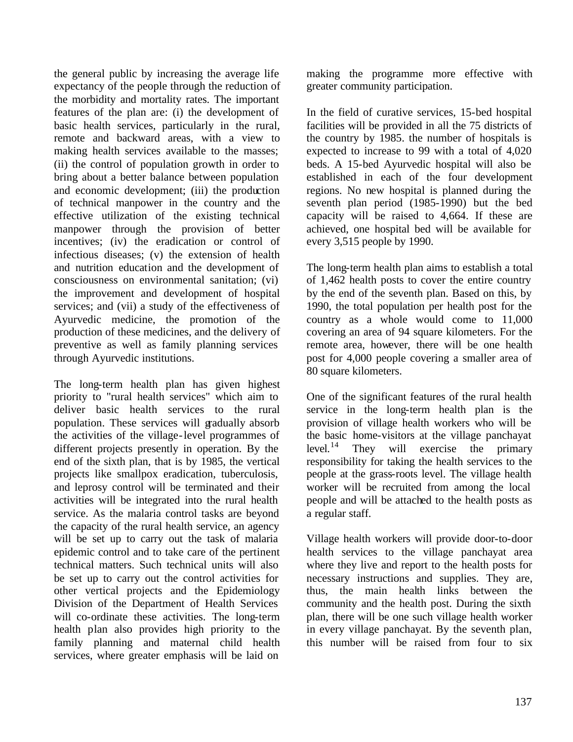the general public by increasing the average life expectancy of the people through the reduction of the morbidity and mortality rates. The important features of the plan are: (i) the development of basic health services, particularly in the rural, remote and backward areas, with a view to making health services available to the masses; (ii) the control of population growth in order to bring about a better balance between population and economic development; (iii) the production of technical manpower in the country and the effective utilization of the existing technical manpower through the provision of better incentives; (iv) the eradication or control of infectious diseases; (v) the extension of health and nutrition education and the development of consciousness on environmental sanitation; (vi) the improvement and development of hospital services; and (vii) a study of the effectiveness of Ayurvedic medicine, the promotion of the production of these medicines, and the delivery of preventive as well as family planning services through Ayurvedic institutions.

The long-term health plan has given highest priority to "rural health services" which aim to deliver basic health services to the rural population. These services will gradually absorb the activities of the village-level programmes of different projects presently in operation. By the end of the sixth plan, that is by 1985, the vertical projects like smallpox eradication, tuberculosis, and leprosy control will be terminated and their activities will be integrated into the rural health service. As the malaria control tasks are beyond the capacity of the rural health service, an agency will be set up to carry out the task of malaria epidemic control and to take care of the pertinent technical matters. Such technical units will also be set up to carry out the control activities for other vertical projects and the Epidemiology Division of the Department of Health Services will co-ordinate these activities. The long-term health plan also provides high priority to the family planning and maternal child health services, where greater emphasis will be laid on making the programme more effective with greater community participation.

In the field of curative services, 15-bed hospital facilities will be provided in all the 75 districts of the country by 1985. the number of hospitals is expected to increase to 99 with a total of 4,020 beds. A 15-bed Ayurvedic hospital will also be established in each of the four development regions. No new hospital is planned during the seventh plan period (1985-1990) but the bed capacity will be raised to 4,664. If these are achieved, one hospital bed will be available for every 3,515 people by 1990.

The long-term health plan aims to establish a total of 1,462 health posts to cover the entire country by the end of the seventh plan. Based on this, by 1990, the total population per health post for the country as a whole would come to 11,000 covering an area of 94 square kilometers. For the remote area, however, there will be one health post for 4,000 people covering a smaller area of 80 square kilometers.

One of the significant features of the rural health service in the long-term health plan is the provision of village health workers who will be the basic home-visitors at the village panchayat level.[14] They will exercise the primary responsibility for taking the health services to the people at the grass-roots level. The village health worker will be recruited from among the local people and will be attached to the health posts as a regular staff.

Village health workers will provide door-to-door health services to the village panchayat area where they live and report to the health posts for necessary instructions and supplies. They are, thus, the main health links between the community and the health post. During the sixth plan, there will be one such village health worker in every village panchayat. By the seventh plan, this number will be raised from four to six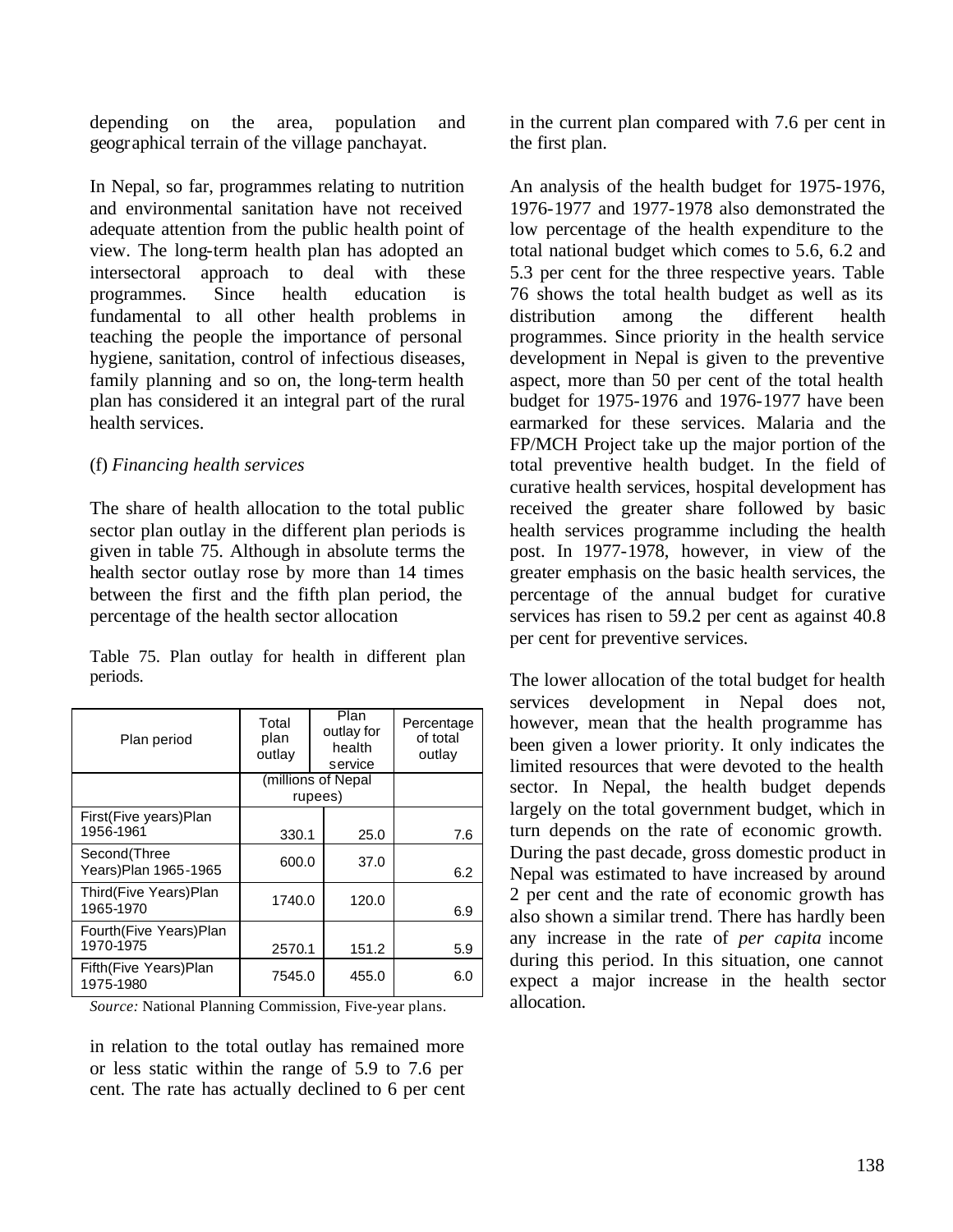depending on the area, population and geographical terrain of the village panchayat.

In Nepal, so far, programmes relating to nutrition and environmental sanitation have not received adequate attention from the public health point of view. The long-term health plan has adopted an intersectoral approach to deal with these programmes. Since health education is fundamental to all other health problems in teaching the people the importance of personal hygiene, sanitation, control of infectious diseases, family planning and so on, the long-term health plan has considered it an integral part of the rural health services.

(f) *Financing health services*

The share of health allocation to the total public sector plan outlay in the different plan periods is given in table 75. Although in absolute terms the health sector outlay rose by more than 14 times between the first and the fifth plan period, the percentage of the health sector allocation in relation to the total outlay has remained more or less static within the range of 5.9 to 7.6 per cent. The rate has actually declined to 6 per cent in the current plan compared with 7.6 per cent in the first plan.

Table 75. Plan outlay for health in different plan periods.

| Plan period | Total plan outlay | Plan outlay for health service | Percentage of total outlay |
|---|---|---|---|
| | (millions of Nepal rupees) | | |
| First(Five years)Plan 1956-1961 | 330.1 | 25.0 | 7.6 |
| Second(Three Years)Plan 1965-1965 | 600.0 | 37.0 | 6.2 |
| Third(Five Years)Plan 1965-1970 | 1740.0 | 120.0 | 6.9 |
| Fourth(Five Years)Plan 1970-1975 | 2570.1 | 151.2 | 5.9 |
| Fifth(Five Years)Plan 1975-1980 | 7545.0 | 455.0 | 6.0 |

*Source:* National Planning Commission, Five-year plans.

An analysis of the health budget for 1975-1976, 1976-1977 and 1977-1978 also demonstrated the low percentage of the health expenditure to the total national budget which comes to 5.6, 6.2 and 5.3 per cent for the three respective years. Table 76 shows the total health budget as well as its distribution among the different health programmes. Since priority in the health service development in Nepal is given to the preventive aspect, more than 50 per cent of the total health budget for 1975-1976 and 1976-1977 have been earmarked for these services. Malaria and the FP/MCH Project take up the major portion of the total preventive health budget. In the field of curative health services, hospital development has received the greater share followed by basic health services programme including the health post. In 1977-1978, however, in view of the greater emphasis on the basic health services, the percentage of the annual budget for curative services has risen to 59.2 per cent as against 40.8 per cent for preventive services.

The lower allocation of the total budget for health services development in Nepal does not, however, mean that the health programme has been given a lower priority. It only indicates the limited resources that were devoted to the health sector. In Nepal, the health budget depends largely on the total government budget, which in turn depends on the rate of economic growth. During the past decade, gross domestic product in Nepal was estimated to have increased by around 2 per cent and the rate of economic growth has also shown a similar trend. There has hardly been any increase in the rate of *per capita* income during this period. In this situation, one cannot expect a major increase in the health sector allocation.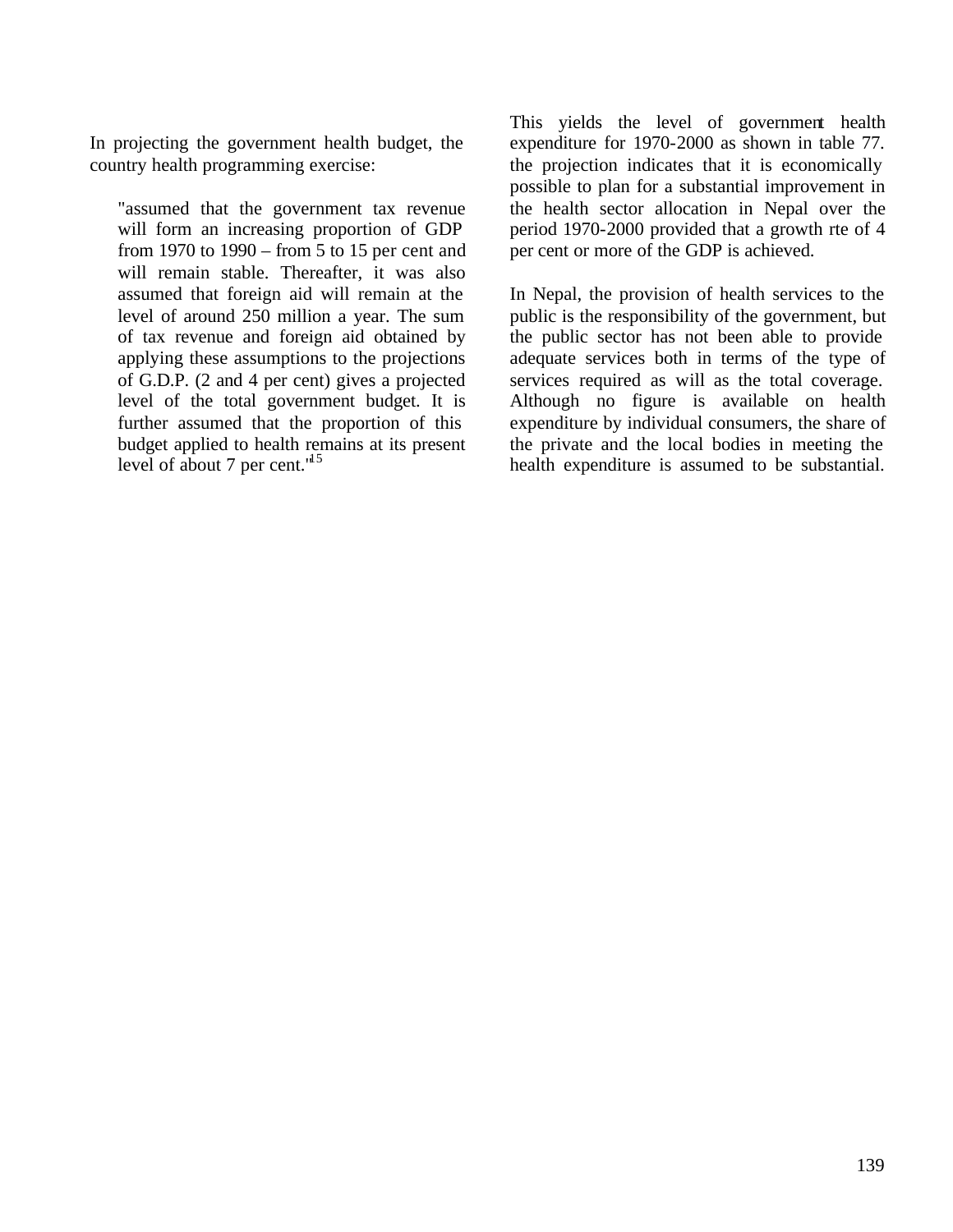In projecting the government health budget, the country health programming exercise:

> "assumed that the government tax revenue will form an increasing proportion of GDP from 1970 to 1990 – from 5 to 15 per cent and will remain stable. Thereafter, it was also assumed that foreign aid will remain at the level of around 250 million a year. The sum of tax revenue and foreign aid obtained by applying these assumptions to the projections of G.D.P. (2 and 4 per cent) gives a projected level of the total government budget. It is further assumed that the proportion of this budget applied to health remains at its present level of about 7 per cent."[15]

This yields the level of government health expenditure for 1970-2000 as shown in table 77. the projection indicates that it is economically possible to plan for a substantial improvement in the health sector allocation in Nepal over the period 1970-2000 provided that a growth rte of 4 per cent or more of the GDP is achieved.

In Nepal, the provision of health services to the public is the responsibility of the government, but the public sector has not been able to provide adequate services both in terms of the type of services required as will as the total coverage. Although no figure is available on health expenditure by individual consumers, the share of the private and the local bodies in meeting the health expenditure is assumed to be substantial.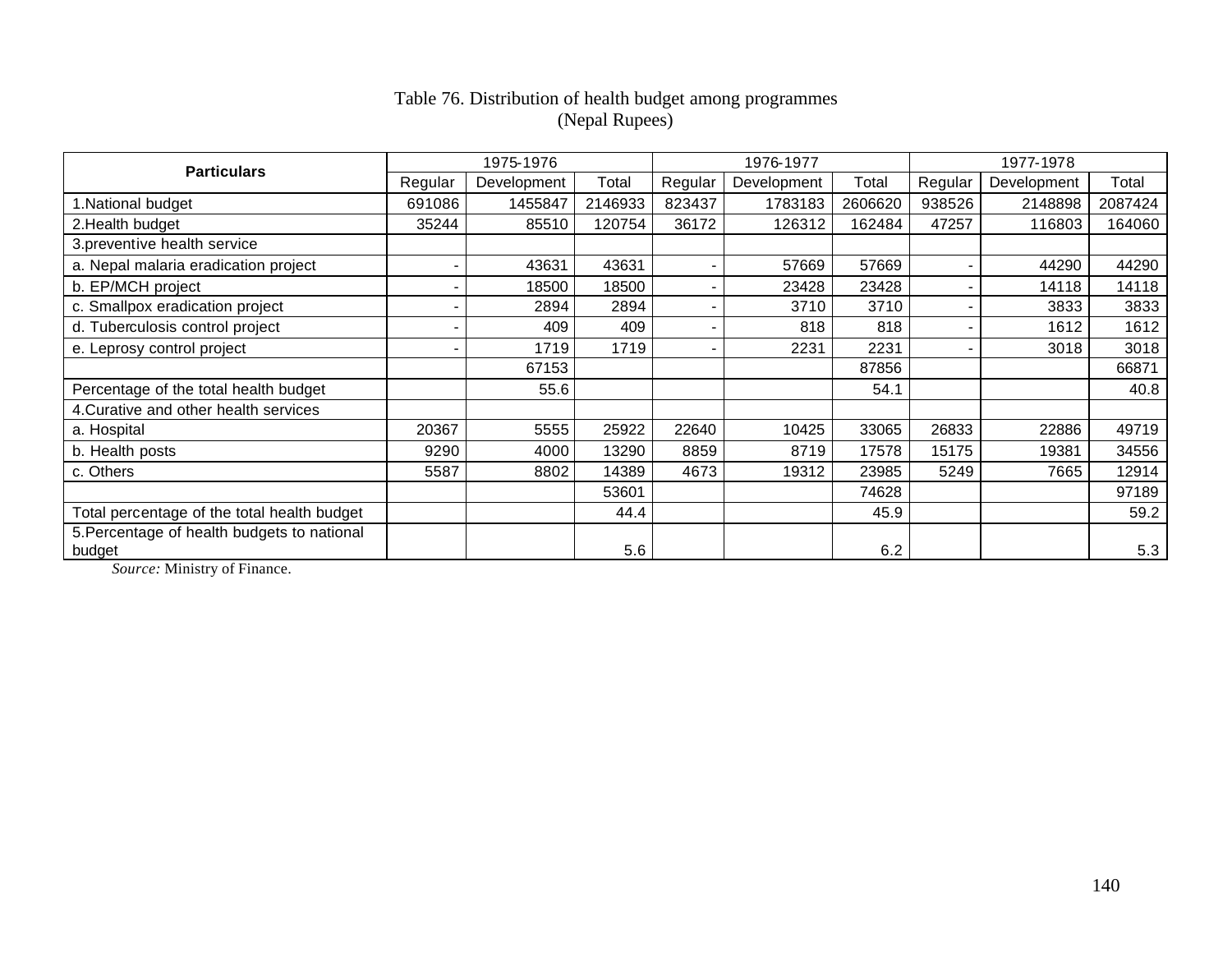Table 76. Distribution of health budget among programmes
(Nepal Rupees)

| Particulars | 1975-1976 | | | 1976-1977 | | | 1977-1978 | | |
|---|---|---|---|---|---|---|---|---|---|
| | Regular | Development | Total | Regular | Development | Total | Regular | Development | Total |
| 1.National budget | 691086 | 1455847 | 2146933 | 823437 | 1783183 | 2606620 | 938526 | 2148898 | 2087424 |
| 2.Health budget | 35244 | 85510 | 120754 | 36172 | 126312 | 162484 | 47257 | 116803 | 164060 |
| 3.preventive health service | | | | | | | | | |
| a. Nepal malaria eradication project | - | 43631 | 43631 | - | 57669 | 57669 | - | 44290 | 44290 |
| b. EP/MCH project | - | 18500 | 18500 | - | 23428 | 23428 | - | 14118 | 14118 |
| c. Smallpox eradication project | - | 2894 | 2894 | - | 3710 | 3710 | - | 3833 | 3833 |
| d. Tuberculosis control project | - | 409 | 409 | - | 818 | 818 | - | 1612 | 1612 |
| e. Leprosy control project | - | 1719 | 1719 | - | 2231 | 2231 | - | 3018 | 3018 |
| | | 67153 | | | | 87856 | | | 66871 |
| Percentage of the total health budget | | 55.6 | | | | 54.1 | | | 40.8 |
| 4.Curative and other health services | | | | | | | | | |
| a. Hospital | 20367 | 5555 | 25922 | 22640 | 10425 | 33065 | 26833 | 22886 | 49719 |
| b. Health posts | 9290 | 4000 | 13290 | 8859 | 8719 | 17578 | 15175 | 19381 | 34556 |
| c. Others | 5587 | 8802 | 14389 | 4673 | 19312 | 23985 | 5249 | 7665 | 12914 |
| | | | 53601 | | | 74628 | | | 97189 |
| Total percentage of the total health budget | | | 44.4 | | | 45.9 | | | 59.2 |
| 5.Percentage of health budgets to national budget | | | 5.6 | | | 6.2 | | | 5.3 |

*Source:* Ministry of Finance.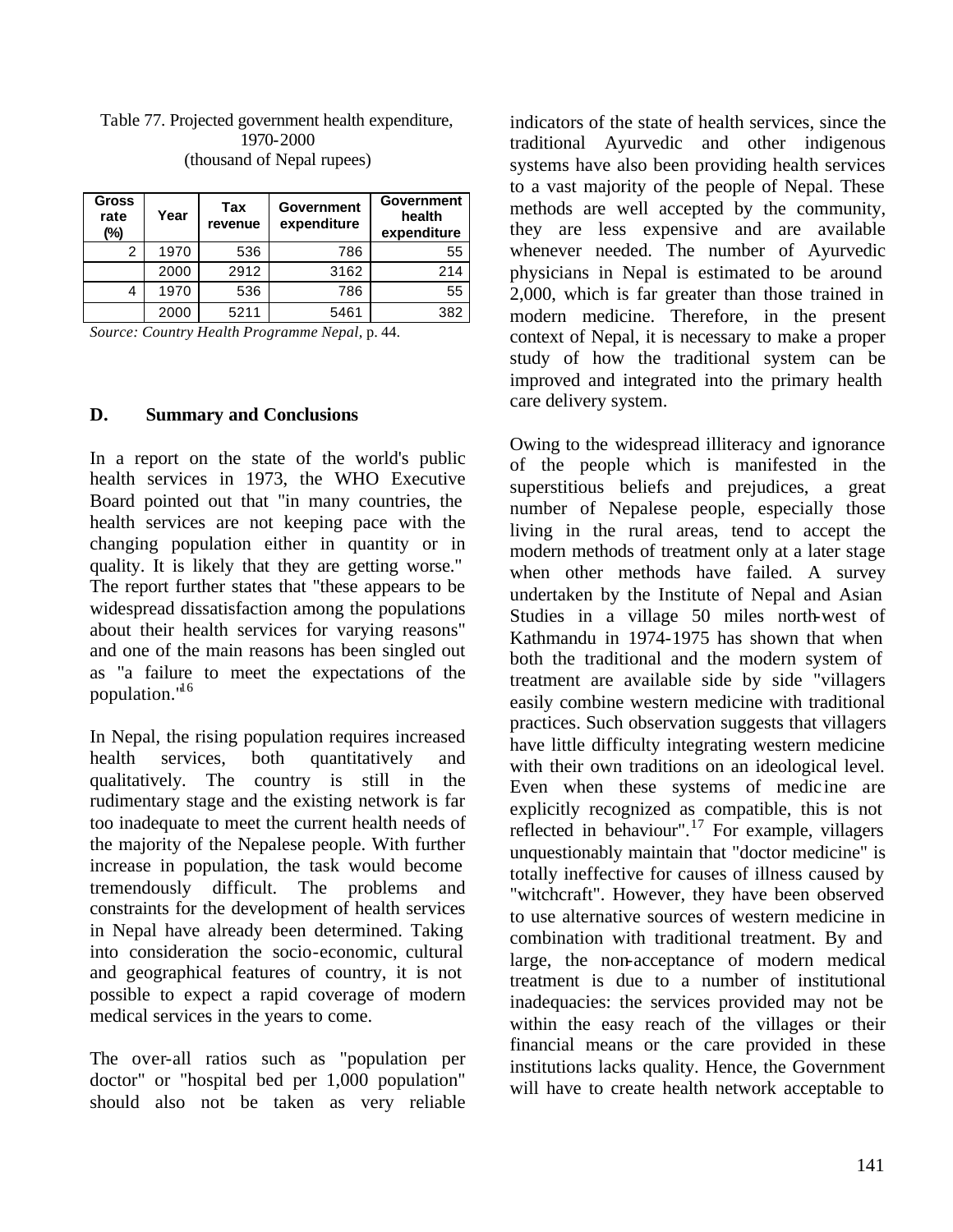Table 77. Projected government health expenditure, 1970-2000
(thousand of Nepal rupees)

| Gross rate (%) | Year | Tax revenue | Government expenditure | Government health expenditure |
|---|---|---|---|---|
| 2 | 1970 | 536 | 786 | 55 |
| | 2000 | 2912 | 3162 | 214 |
| 4 | 1970 | 536 | 786 | 55 |
| | 2000 | 5211 | 5461 | 382 |

*Source: Country Health Programme Nepal,* p. 44.

## D. Summary and Conclusions

In a report on the state of the world's public health services in 1973, the WHO Executive Board pointed out that "in many countries, the health services are not keeping pace with the changing population either in quantity or in quality. It is likely that they are getting worse." The report further states that "these appears to be widespread dissatisfaction among the populations about their health services for varying reasons" and one of the main reasons has been singled out as "a failure to meet the expectations of the population."[16]

In Nepal, the rising population requires increased health services, both quantitatively and qualitatively. The country is still in the rudimentary stage and the existing network is far too inadequate to meet the current health needs of the majority of the Nepalese people. With further increase in population, the task would become tremendously difficult. The problems and constraints for the development of health services in Nepal have already been determined. Taking into consideration the socio-economic, cultural and geographical features of country, it is not possible to expect a rapid coverage of modern medical services in the years to come.

The over-all ratios such as "population per doctor" or "hospital bed per 1,000 population" should also not be taken as very reliable indicators of the state of health services, since the traditional Ayurvedic and other indigenous systems have also been providing health services to a vast majority of the people of Nepal. These methods are well accepted by the community, they are less expensive and are available whenever needed. The number of Ayurvedic physicians in Nepal is estimated to be around 2,000, which is far greater than those trained in modern medicine. Therefore, in the present context of Nepal, it is necessary to make a proper study of how the traditional system can be improved and integrated into the primary health care delivery system.

Owing to the widespread illiteracy and ignorance of the people which is manifested in the superstitious beliefs and prejudices, a great number of Nepalese people, especially those living in the rural areas, tend to accept the modern methods of treatment only at a later stage when other methods have failed. A survey undertaken by the Institute of Nepal and Asian Studies in a village 50 miles north-west of Kathmandu in 1974-1975 has shown that when both the traditional and the modern system of treatment are available side by side "villagers easily combine western medicine with traditional practices. Such observation suggests that villagers have little difficulty integrating western medicine with their own traditions on an ideological level. Even when these systems of medicine are explicitly recognized as compatible, this is not reflected in behaviour".[17] For example, villagers unquestionably maintain that "doctor medicine" is totally ineffective for causes of illness caused by "witchcraft". However, they have been observed to use alternative sources of western medicine in combination with traditional treatment. By and large, the non-acceptance of modern medical treatment is due to a number of institutional inadequacies: the services provided may not be within the easy reach of the villages or their financial means or the care provided in these institutions lacks quality. Hence, the Government will have to create health network acceptable to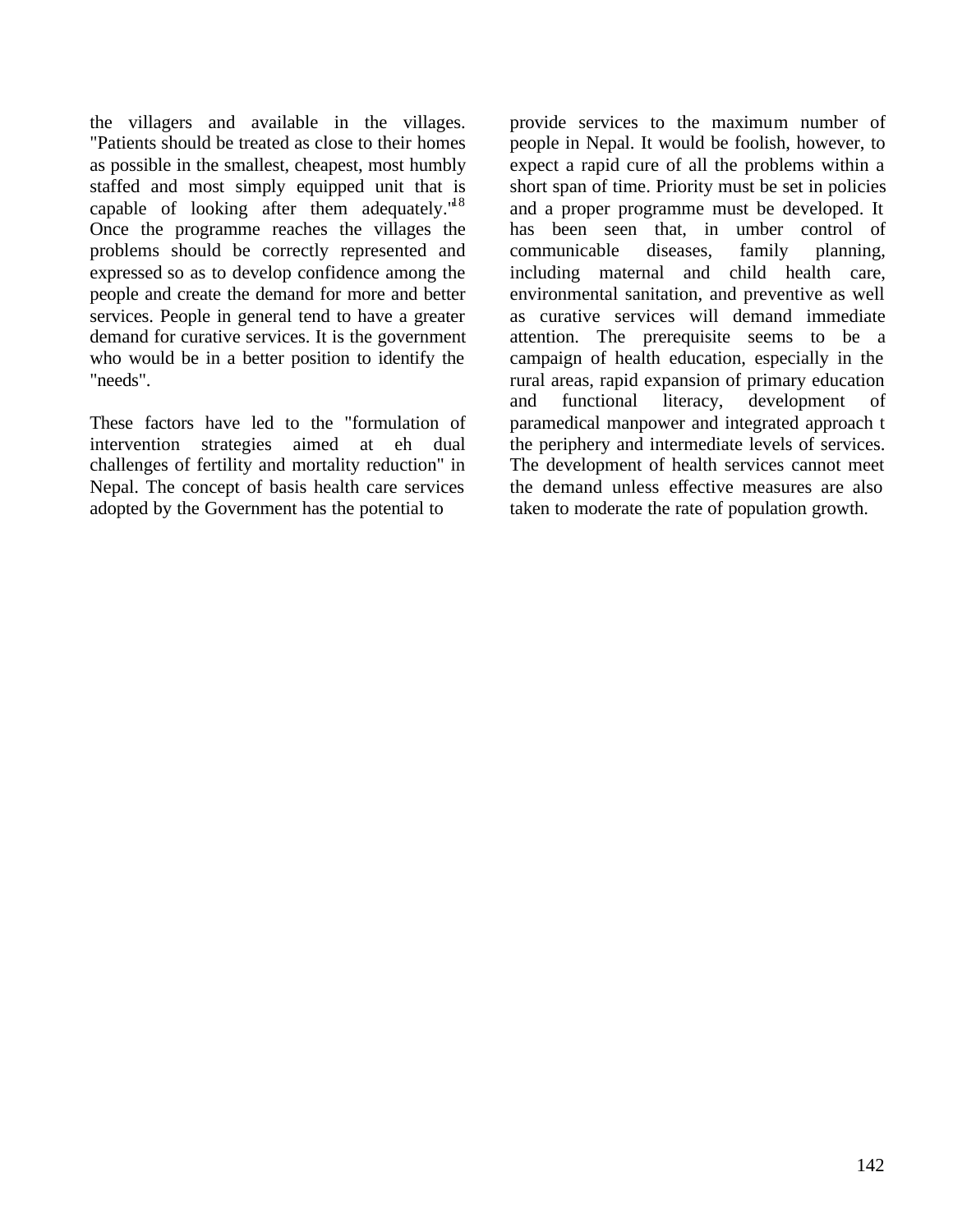the villagers and available in the villages. "Patients should be treated as close to their homes as possible in the smallest, cheapest, most humbly staffed and most simply equipped unit that is capable of looking after them adequately."[18] Once the programme reaches the villages the problems should be correctly represented and expressed so as to develop confidence among the people and create the demand for more and better services. People in general tend to have a greater demand for curative services. It is the government who would be in a better position to identify the "needs".

These factors have led to the "formulation of intervention strategies aimed at eh dual challenges of fertility and mortality reduction" in Nepal. The concept of basis health care services adopted by the Government has the potential to provide services to the maximum number of people in Nepal. It would be foolish, however, to expect a rapid cure of all the problems within a short span of time. Priority must be set in policies and a proper programme must be developed. It has been seen that, in umber control of communicable diseases, family planning, including maternal and child health care, environmental sanitation, and preventive as well as curative services will demand immediate attention. The prerequisite seems to be a campaign of health education, especially in the rural areas, rapid expansion of primary education and functional literacy, development of paramedical manpower and integrated approach t the periphery and intermediate levels of services. The development of health services cannot meet the demand unless effective measures are also taken to moderate the rate of population growth.